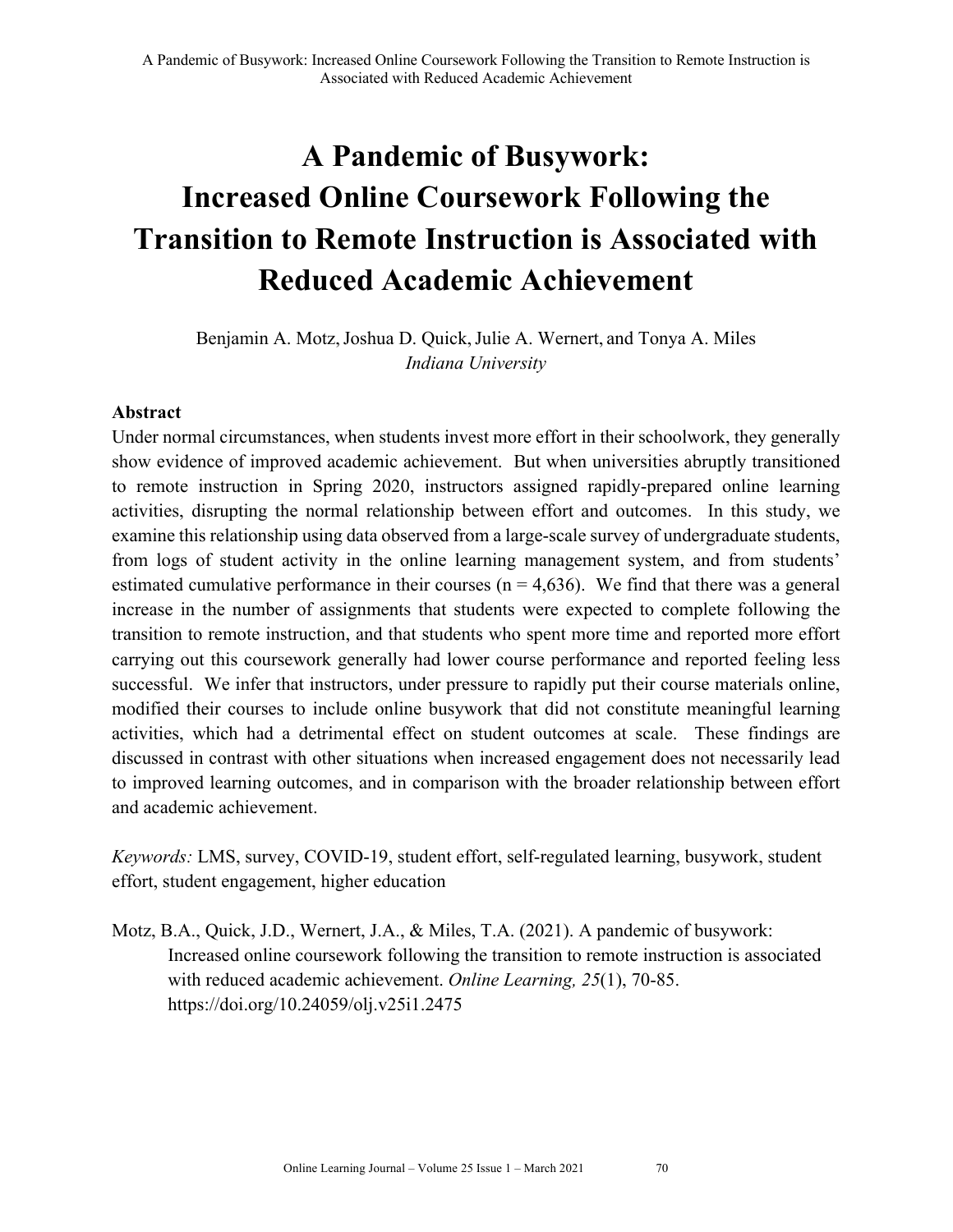# A Pandemic of Busywork: Increased Online Coursework Following the Transition to Remote Instruction is Associated with Reduced Academic Achievement

Benjamin A. Motz, Joshua D. Quick, Julie A. Wernert, and Tonya A. Miles
*Indiana University*

### Abstract

Under normal circumstances, when students invest more effort in their schoolwork, they generally show evidence of improved academic achievement. But when universities abruptly transitioned to remote instruction in Spring 2020, instructors assigned rapidly-prepared online learning activities, disrupting the normal relationship between effort and outcomes. In this study, we examine this relationship using data observed from a large-scale survey of undergraduate students, from logs of student activity in the online learning management system, and from students' estimated cumulative performance in their courses (n = 4,636). We find that there was a general increase in the number of assignments that students were expected to complete following the transition to remote instruction, and that students who spent more time and reported more effort carrying out this coursework generally had lower course performance and reported feeling less successful. We infer that instructors, under pressure to rapidly put their course materials online, modified their courses to include online busywork that did not constitute meaningful learning activities, which had a detrimental effect on student outcomes at scale. These findings are discussed in contrast with other situations when increased engagement does not necessarily lead to improved learning outcomes, and in comparison with the broader relationship between effort and academic achievement.

*Keywords:* LMS, survey, COVID-19, student effort, self-regulated learning, busywork, student effort, student engagement, higher education

Motz, B.A., Quick, J.D., Wernert, J.A., & Miles, T.A. (2021). A pandemic of busywork: Increased online coursework following the transition to remote instruction is associated with reduced academic achievement. *Online Learning, 25*(1), 70-85. https://doi.org/10.24059/olj.v25i1.2475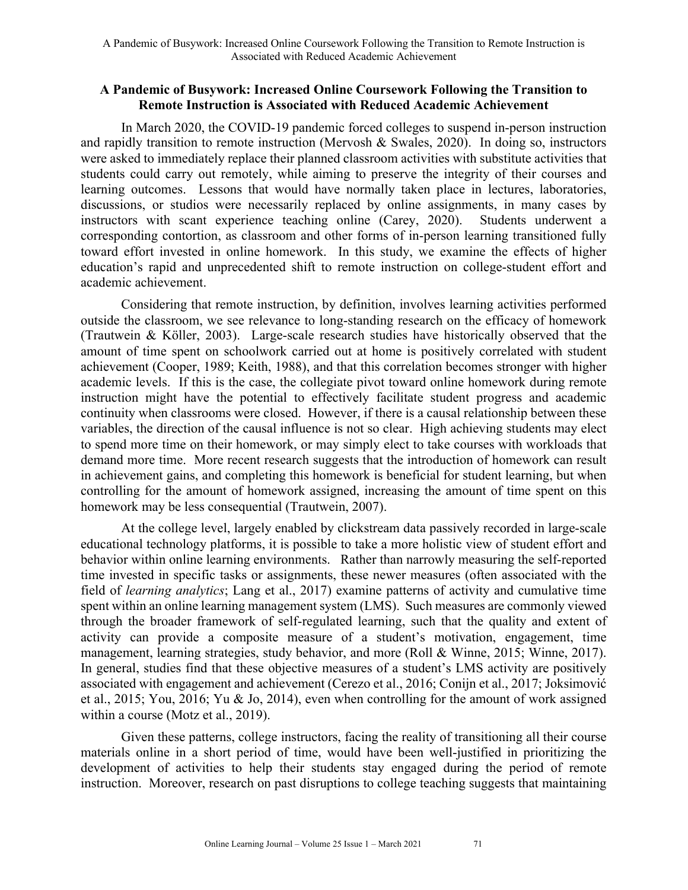## A Pandemic of Busywork: Increased Online Coursework Following the Transition to Remote Instruction is Associated with Reduced Academic Achievement

In March 2020, the COVID-19 pandemic forced colleges to suspend in-person instruction and rapidly transition to remote instruction (Mervosh & Swales, 2020). In doing so, instructors were asked to immediately replace their planned classroom activities with substitute activities that students could carry out remotely, while aiming to preserve the integrity of their courses and learning outcomes. Lessons that would have normally taken place in lectures, laboratories, discussions, or studios were necessarily replaced by online assignments, in many cases by instructors with scant experience teaching online (Carey, 2020). Students underwent a corresponding contortion, as classroom and other forms of in-person learning transitioned fully toward effort invested in online homework. In this study, we examine the effects of higher education's rapid and unprecedented shift to remote instruction on college-student effort and academic achievement.

Considering that remote instruction, by definition, involves learning activities performed outside the classroom, we see relevance to long-standing research on the efficacy of homework (Trautwein & Köller, 2003). Large-scale research studies have historically observed that the amount of time spent on schoolwork carried out at home is positively correlated with student achievement (Cooper, 1989; Keith, 1988), and that this correlation becomes stronger with higher academic levels. If this is the case, the collegiate pivot toward online homework during remote instruction might have the potential to effectively facilitate student progress and academic continuity when classrooms were closed. However, if there is a causal relationship between these variables, the direction of the causal influence is not so clear. High achieving students may elect to spend more time on their homework, or may simply elect to take courses with workloads that demand more time. More recent research suggests that the introduction of homework can result in achievement gains, and completing this homework is beneficial for student learning, but when controlling for the amount of homework assigned, increasing the amount of time spent on this homework may be less consequential (Trautwein, 2007).

At the college level, largely enabled by clickstream data passively recorded in large-scale educational technology platforms, it is possible to take a more holistic view of student effort and behavior within online learning environments. Rather than narrowly measuring the self-reported time invested in specific tasks or assignments, these newer measures (often associated with the field of *learning analytics*; Lang et al., 2017) examine patterns of activity and cumulative time spent within an online learning management system (LMS). Such measures are commonly viewed through the broader framework of self-regulated learning, such that the quality and extent of activity can provide a composite measure of a student's motivation, engagement, time management, learning strategies, study behavior, and more (Roll & Winne, 2015; Winne, 2017). In general, studies find that these objective measures of a student's LMS activity are positively associated with engagement and achievement (Cerezo et al., 2016; Conijn et al., 2017; Joksimović et al., 2015; You, 2016; Yu & Jo, 2014), even when controlling for the amount of work assigned within a course (Motz et al., 2019).

Given these patterns, college instructors, facing the reality of transitioning all their course materials online in a short period of time, would have been well-justified in prioritizing the development of activities to help their students stay engaged during the period of remote instruction. Moreover, research on past disruptions to college teaching suggests that maintaining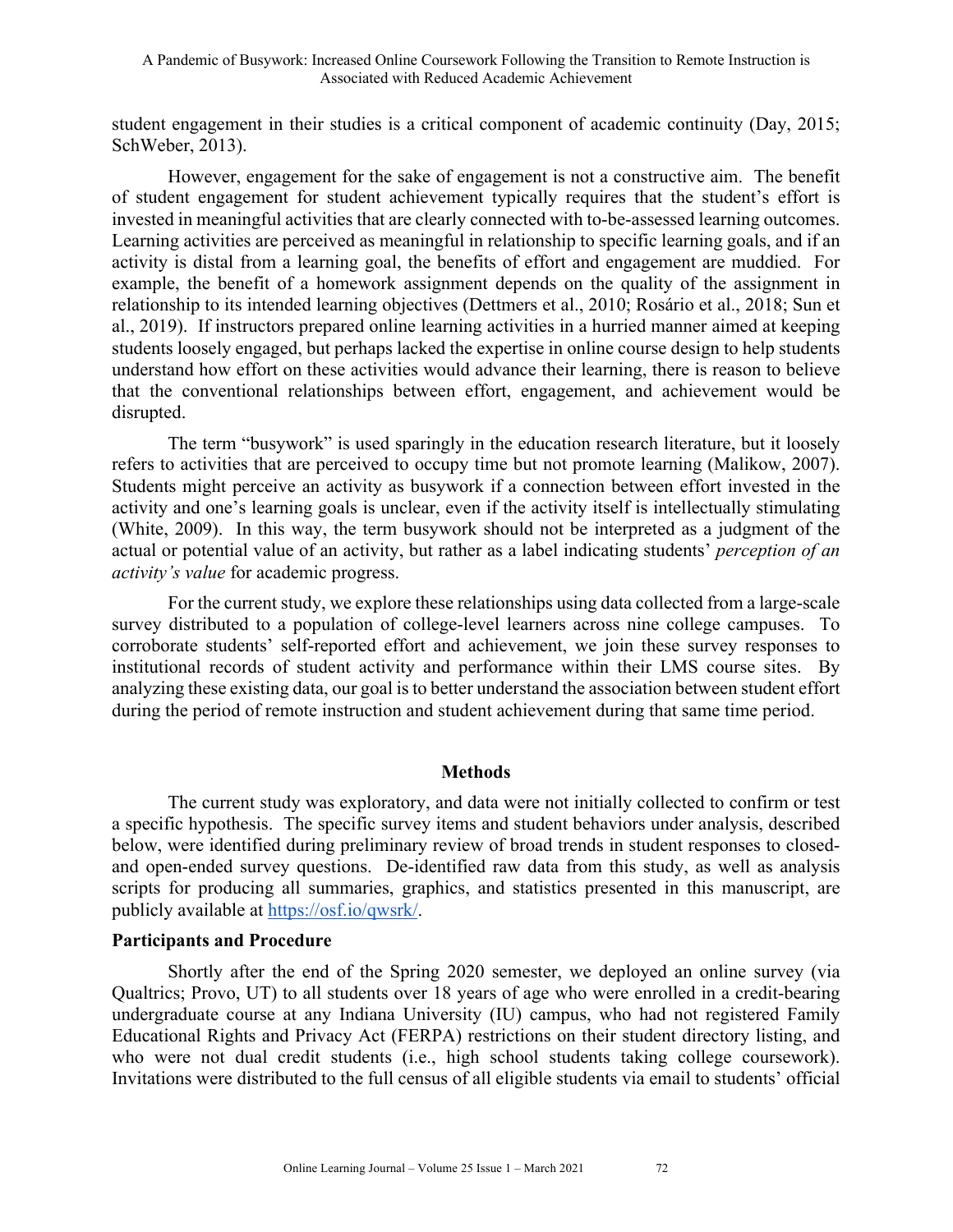student engagement in their studies is a critical component of academic continuity (Day, 2015; SchWeber, 2013).

However, engagement for the sake of engagement is not a constructive aim. The benefit of student engagement for student achievement typically requires that the student's effort is invested in meaningful activities that are clearly connected with to-be-assessed learning outcomes. Learning activities are perceived as meaningful in relationship to specific learning goals, and if an activity is distal from a learning goal, the benefits of effort and engagement are muddied. For example, the benefit of a homework assignment depends on the quality of the assignment in relationship to its intended learning objectives (Dettmers et al., 2010; Rosário et al., 2018; Sun et al., 2019). If instructors prepared online learning activities in a hurried manner aimed at keeping students loosely engaged, but perhaps lacked the expertise in online course design to help students understand how effort on these activities would advance their learning, there is reason to believe that the conventional relationships between effort, engagement, and achievement would be disrupted.

The term "busywork" is used sparingly in the education research literature, but it loosely refers to activities that are perceived to occupy time but not promote learning (Malikow, 2007). Students might perceive an activity as busywork if a connection between effort invested in the activity and one's learning goals is unclear, even if the activity itself is intellectually stimulating (White, 2009). In this way, the term busywork should not be interpreted as a judgment of the actual or potential value of an activity, but rather as a label indicating students' *perception of an activity's value* for academic progress.

For the current study, we explore these relationships using data collected from a large-scale survey distributed to a population of college-level learners across nine college campuses. To corroborate students' self-reported effort and achievement, we join these survey responses to institutional records of student activity and performance within their LMS course sites. By analyzing these existing data, our goal is to better understand the association between student effort during the period of remote instruction and student achievement during that same time period.

## Methods

The current study was exploratory, and data were not initially collected to confirm or test a specific hypothesis. The specific survey items and student behaviors under analysis, described below, were identified during preliminary review of broad trends in student responses to closed- and open-ended survey questions. De-identified raw data from this study, as well as analysis scripts for producing all summaries, graphics, and statistics presented in this manuscript, are publicly available at https://osf.io/qwsrk/.

### Participants and Procedure

Shortly after the end of the Spring 2020 semester, we deployed an online survey (via Qualtrics; Provo, UT) to all students over 18 years of age who were enrolled in a credit-bearing undergraduate course at any Indiana University (IU) campus, who had not registered Family Educational Rights and Privacy Act (FERPA) restrictions on their student directory listing, and who were not dual credit students (i.e., high school students taking college coursework). Invitations were distributed to the full census of all eligible students via email to students' official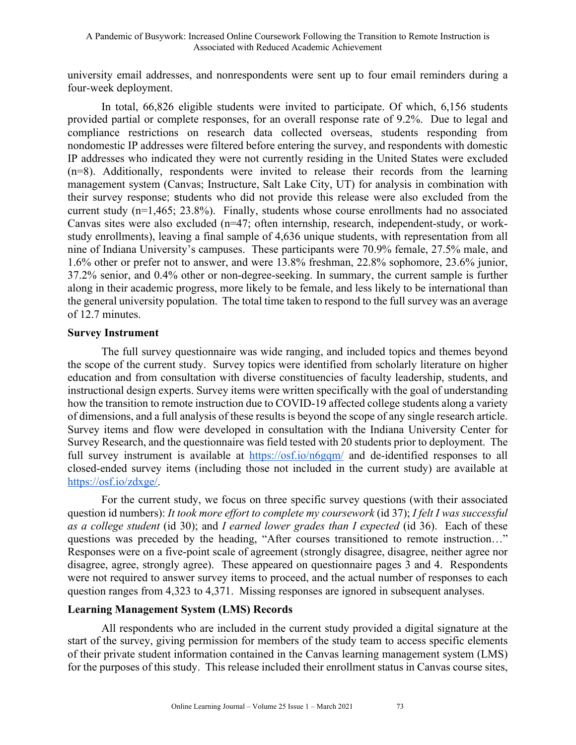university email addresses, and nonrespondents were sent up to four email reminders during a four-week deployment.

In total, 66,826 eligible students were invited to participate. Of which, 6,156 students provided partial or complete responses, for an overall response rate of 9.2%. Due to legal and compliance restrictions on research data collected overseas, students responding from nondomestic IP addresses were filtered before entering the survey, and respondents with domestic IP addresses who indicated they were not currently residing in the United States were excluded (n=8). Additionally, respondents were invited to release their records from the learning management system (Canvas; Instructure, Salt Lake City, UT) for analysis in combination with their survey response; students who did not provide this release were also excluded from the current study (n=1,465; 23.8%). Finally, students whose course enrollments had no associated Canvas sites were also excluded (n=47; often internship, research, independent-study, or work-study enrollments), leaving a final sample of 4,636 unique students, with representation from all nine of Indiana University's campuses. These participants were 70.9% female, 27.5% male, and 1.6% other or prefer not to answer, and were 13.8% freshman, 22.8% sophomore, 23.6% junior, 37.2% senior, and 0.4% other or non-degree-seeking. In summary, the current sample is further along in their academic progress, more likely to be female, and less likely to be international than the general university population. The total time taken to respond to the full survey was an average of 12.7 minutes.

### Survey Instrument

The full survey questionnaire was wide ranging, and included topics and themes beyond the scope of the current study. Survey topics were identified from scholarly literature on higher education and from consultation with diverse constituencies of faculty leadership, students, and instructional design experts. Survey items were written specifically with the goal of understanding how the transition to remote instruction due to COVID-19 affected college students along a variety of dimensions, and a full analysis of these results is beyond the scope of any single research article. Survey items and flow were developed in consultation with the Indiana University Center for Survey Research, and the questionnaire was field tested with 20 students prior to deployment. The full survey instrument is available at https://osf.io/n6gqm/ and de-identified responses to all closed-ended survey items (including those not included in the current study) are available at https://osf.io/zdxge/.

For the current study, we focus on three specific survey questions (with their associated question id numbers): *It took more effort to complete my coursework* (id 37); *I felt I was successful as a college student* (id 30); and *I earned lower grades than I expected* (id 36). Each of these questions was preceded by the heading, "After courses transitioned to remote instruction…" Responses were on a five-point scale of agreement (strongly disagree, disagree, neither agree nor disagree, agree, strongly agree). These appeared on questionnaire pages 3 and 4. Respondents were not required to answer survey items to proceed, and the actual number of responses to each question ranges from 4,323 to 4,371. Missing responses are ignored in subsequent analyses.

### Learning Management System (LMS) Records

All respondents who are included in the current study provided a digital signature at the start of the survey, giving permission for members of the study team to access specific elements of their private student information contained in the Canvas learning management system (LMS) for the purposes of this study. This release included their enrollment status in Canvas course sites,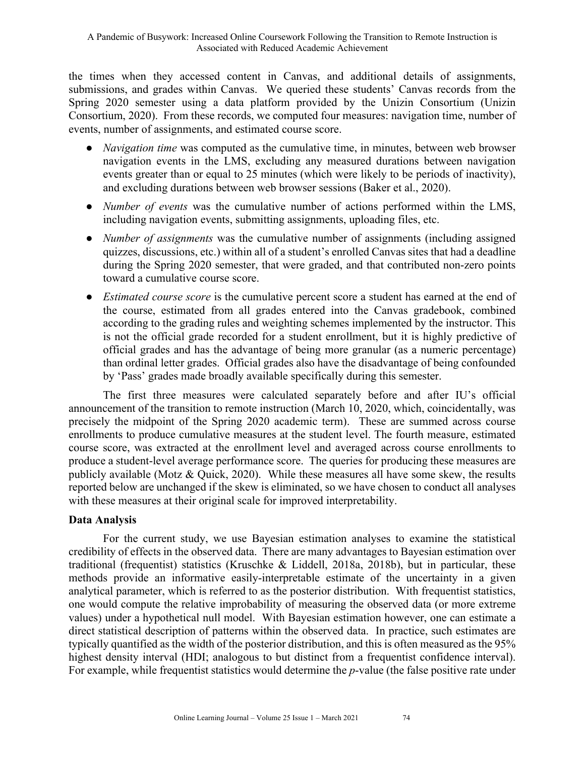the times when they accessed content in Canvas, and additional details of assignments, submissions, and grades within Canvas. We queried these students' Canvas records from the Spring 2020 semester using a data platform provided by the Unizin Consortium (Unizin Consortium, 2020). From these records, we computed four measures: navigation time, number of events, number of assignments, and estimated course score.

- *Navigation time* was computed as the cumulative time, in minutes, between web browser navigation events in the LMS, excluding any measured durations between navigation events greater than or equal to 25 minutes (which were likely to be periods of inactivity), and excluding durations between web browser sessions (Baker et al., 2020).
- *Number of events* was the cumulative number of actions performed within the LMS, including navigation events, submitting assignments, uploading files, etc.
- *Number of assignments* was the cumulative number of assignments (including assigned quizzes, discussions, etc.) within all of a student's enrolled Canvas sites that had a deadline during the Spring 2020 semester, that were graded, and that contributed non-zero points toward a cumulative course score.
- *Estimated course score* is the cumulative percent score a student has earned at the end of the course, estimated from all grades entered into the Canvas gradebook, combined according to the grading rules and weighting schemes implemented by the instructor. This is not the official grade recorded for a student enrollment, but it is highly predictive of official grades and has the advantage of being more granular (as a numeric percentage) than ordinal letter grades. Official grades also have the disadvantage of being confounded by 'Pass' grades made broadly available specifically during this semester.

The first three measures were calculated separately before and after IU's official announcement of the transition to remote instruction (March 10, 2020, which, coincidentally, was precisely the midpoint of the Spring 2020 academic term). These are summed across course enrollments to produce cumulative measures at the student level. The fourth measure, estimated course score, was extracted at the enrollment level and averaged across course enrollments to produce a student-level average performance score. The queries for producing these measures are publicly available (Motz & Quick, 2020). While these measures all have some skew, the results reported below are unchanged if the skew is eliminated, so we have chosen to conduct all analyses with these measures at their original scale for improved interpretability.

**Data Analysis**

For the current study, we use Bayesian estimation analyses to examine the statistical credibility of effects in the observed data. There are many advantages to Bayesian estimation over traditional (frequentist) statistics (Kruschke & Liddell, 2018a, 2018b), but in particular, these methods provide an informative easily-interpretable estimate of the uncertainty in a given analytical parameter, which is referred to as the posterior distribution. With frequentist statistics, one would compute the relative improbability of measuring the observed data (or more extreme values) under a hypothetical null model. With Bayesian estimation however, one can estimate a direct statistical description of patterns within the observed data. In practice, such estimates are typically quantified as the width of the posterior distribution, and this is often measured as the 95% highest density interval (HDI; analogous to but distinct from a frequentist confidence interval). For example, while frequentist statistics would determine the *p*-value (the false positive rate under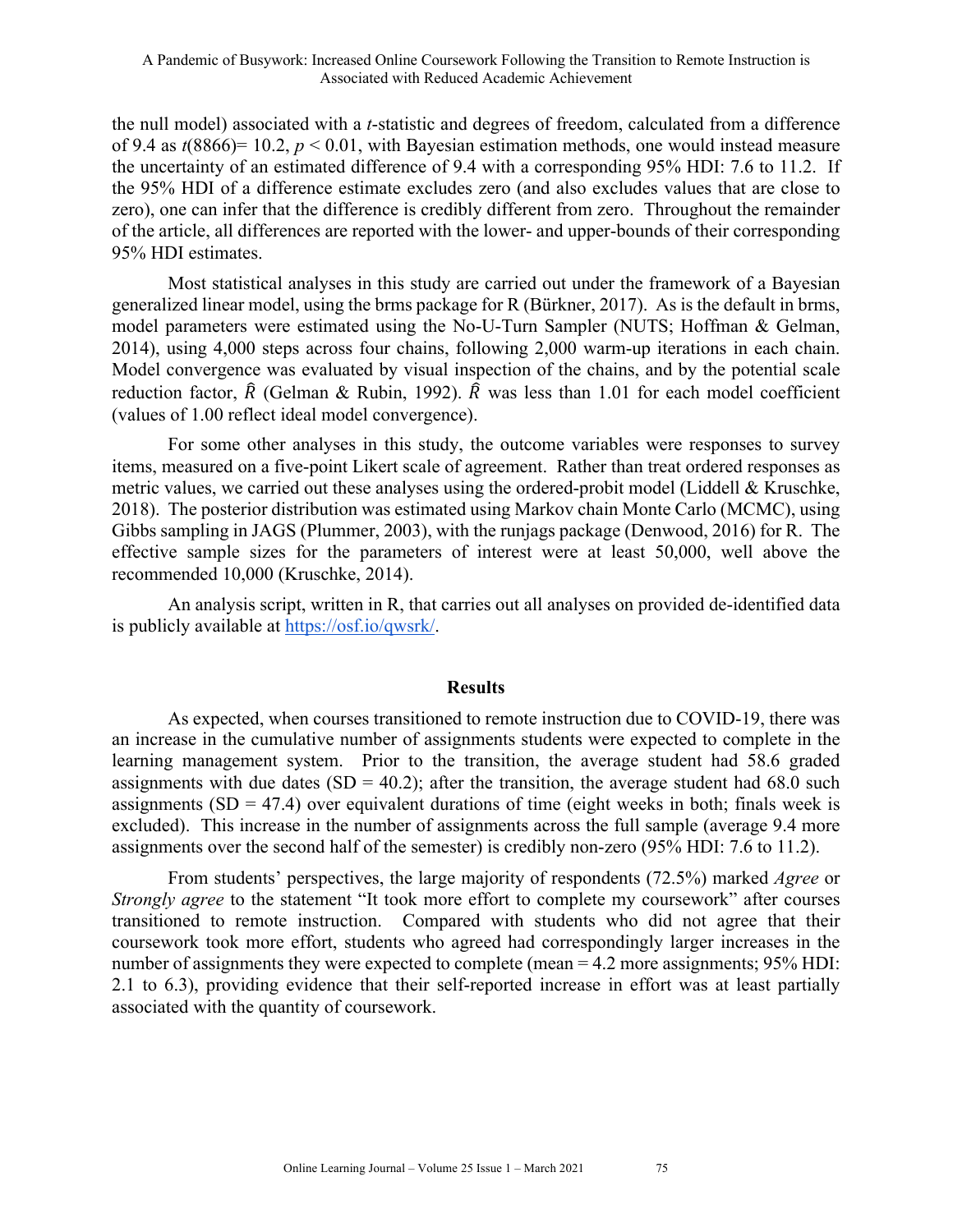the null model) associated with a *t*-statistic and degrees of freedom, calculated from a difference of 9.4 as $t(8866) = 10.2$, $p < 0.01$, with Bayesian estimation methods, one would instead measure the uncertainty of an estimated difference of 9.4 with a corresponding 95% HDI: 7.6 to 11.2. If the 95% HDI of a difference estimate excludes zero (and also excludes values that are close to zero), one can infer that the difference is credibly different from zero. Throughout the remainder of the article, all differences are reported with the lower- and upper-bounds of their corresponding 95% HDI estimates.

Most statistical analyses in this study are carried out under the framework of a Bayesian generalized linear model, using the brms package for R (Bürkner, 2017). As is the default in brms, model parameters were estimated using the No-U-Turn Sampler (NUTS; Hoffman & Gelman, 2014), using 4,000 steps across four chains, following 2,000 warm-up iterations in each chain. Model convergence was evaluated by visual inspection of the chains, and by the potential scale reduction factor, $\hat{R}$ (Gelman & Rubin, 1992). $\hat{R}$ was less than 1.01 for each model coefficient (values of 1.00 reflect ideal model convergence).

For some other analyses in this study, the outcome variables were responses to survey items, measured on a five-point Likert scale of agreement. Rather than treat ordered responses as metric values, we carried out these analyses using the ordered-probit model (Liddell & Kruschke, 2018). The posterior distribution was estimated using Markov chain Monte Carlo (MCMC), using Gibbs sampling in JAGS (Plummer, 2003), with the runjags package (Denwood, 2016) for R. The effective sample sizes for the parameters of interest were at least 50,000, well above the recommended 10,000 (Kruschke, 2014).

An analysis script, written in R, that carries out all analyses on provided de-identified data is publicly available at [https://osf.io/qwsrk/](https://osf.io/qwsrk/).

## Results

As expected, when courses transitioned to remote instruction due to COVID-19, there was an increase in the cumulative number of assignments students were expected to complete in the learning management system. Prior to the transition, the average student had 58.6 graded assignments with due dates (SD = 40.2); after the transition, the average student had 68.0 such assignments (SD = 47.4) over equivalent durations of time (eight weeks in both; finals week is excluded). This increase in the number of assignments across the full sample (average 9.4 more assignments over the second half of the semester) is credibly non-zero (95% HDI: 7.6 to 11.2).

From students' perspectives, the large majority of respondents (72.5%) marked *Agree* or *Strongly agree* to the statement "It took more effort to complete my coursework" after courses transitioned to remote instruction. Compared with students who did not agree that their coursework took more effort, students who agreed had correspondingly larger increases in the number of assignments they were expected to complete (mean = 4.2 more assignments; 95% HDI: 2.1 to 6.3), providing evidence that their self-reported increase in effort was at least partially associated with the quantity of coursework.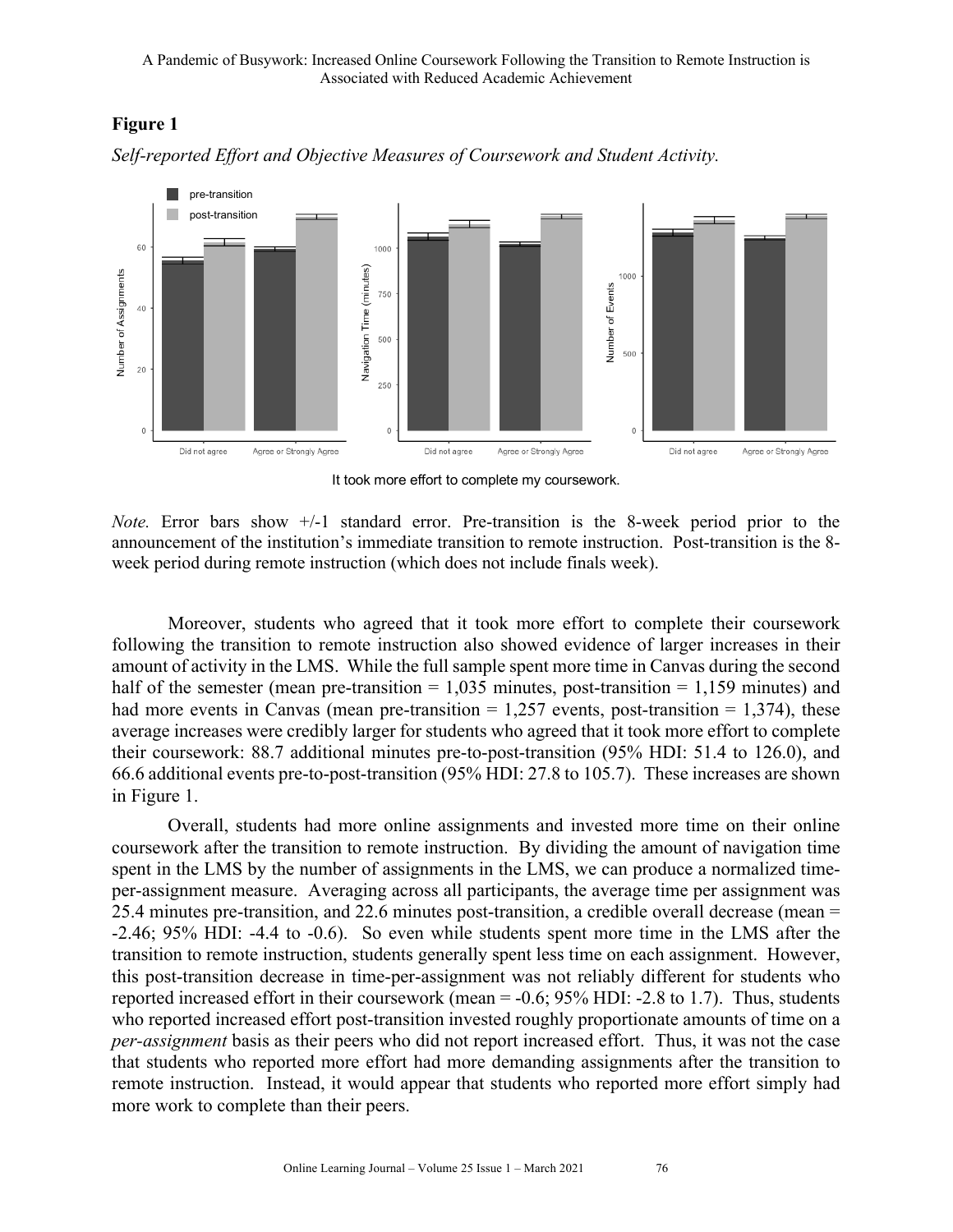## Figure 1

*Self-reported Effort and Objective Measures of Coursework and Student Activity.*

*Note.* Error bars show +/-1 standard error. Pre-transition is the 8-week period prior to the announcement of the institution's immediate transition to remote instruction. Post-transition is the 8-week period during remote instruction (which does not include finals week).

Moreover, students who agreed that it took more effort to complete their coursework following the transition to remote instruction also showed evidence of larger increases in their amount of activity in the LMS. While the full sample spent more time in Canvas during the second half of the semester (mean pre-transition = 1,035 minutes, post-transition = 1,159 minutes) and had more events in Canvas (mean pre-transition = 1,257 events, post-transition = 1,374), these average increases were credibly larger for students who agreed that it took more effort to complete their coursework: 88.7 additional minutes pre-to-post-transition (95% HDI: 51.4 to 126.0), and 66.6 additional events pre-to-post-transition (95% HDI: 27.8 to 105.7). These increases are shown in Figure 1.

Overall, students had more online assignments and invested more time on their online coursework after the transition to remote instruction. By dividing the amount of navigation time spent in the LMS by the number of assignments in the LMS, we can produce a normalized time-per-assignment measure. Averaging across all participants, the average time per assignment was 25.4 minutes pre-transition, and 22.6 minutes post-transition, a credible overall decrease (mean = -2.46; 95% HDI: -4.4 to -0.6). So even while students spent more time in the LMS after the transition to remote instruction, students generally spent less time on each assignment. However, this post-transition decrease in time-per-assignment was not reliably different for students who reported increased effort in their coursework (mean = -0.6; 95% HDI: -2.8 to 1.7). Thus, students who reported increased effort post-transition invested roughly proportionate amounts of time on a *per-assignment* basis as their peers who did not report increased effort. Thus, it was not the case that students who reported more effort had more demanding assignments after the transition to remote instruction. Instead, it would appear that students who reported more effort simply had more work to complete than their peers.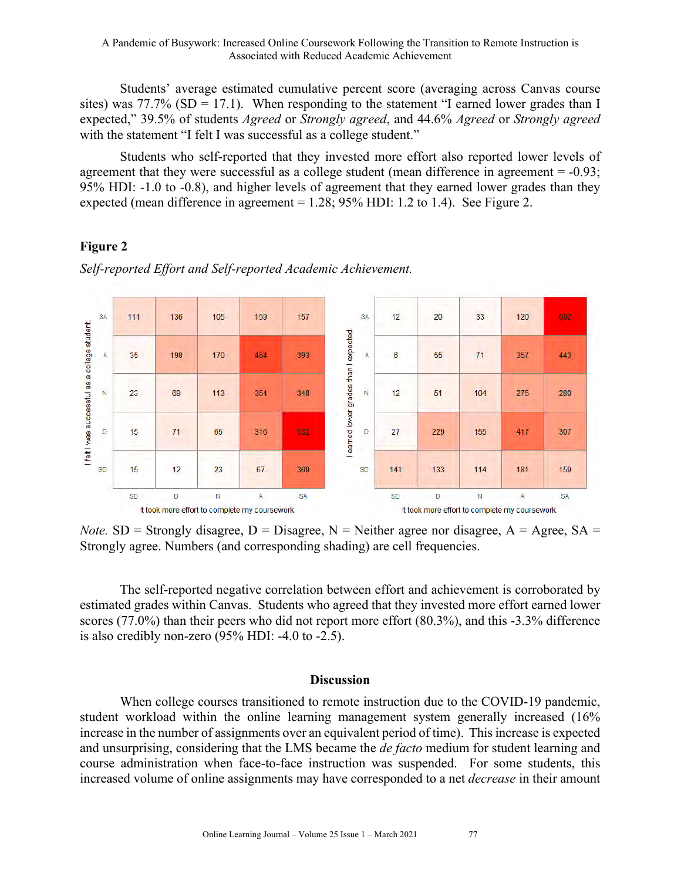Students' average estimated cumulative percent score (averaging across Canvas course sites) was 77.7% (SD = 17.1). When responding to the statement "I earned lower grades than I expected," 39.5% of students *Agreed* or *Strongly agreed*, and 44.6% *Agreed* or *Strongly agreed* with the statement "I felt I was successful as a college student."

Students who self-reported that they invested more effort also reported lower levels of agreement that they were successful as a college student (mean difference in agreement = -0.93; 95% HDI: -1.0 to -0.8), and higher levels of agreement that they earned lower grades than they expected (mean difference in agreement = 1.28; 95% HDI: 1.2 to 1.4). See Figure 2.

**Figure 2**

*Self-reported Effort and Self-reported Academic Achievement.*

I felt I was successful as a college student (rows) by It took more effort to complete my coursework (columns):

| | SD | D | N | A | SA |
|---|---|---|---|---|---|
| SA | 111 | 136 | 105 | 159 | 157 |
| A | 35 | 198 | 170 | 454 | 393 |
| N | 23 | 69 | 113 | 354 | 348 |
| D | 15 | 71 | 65 | 316 | 532 |
| SD | 15 | 12 | 23 | 67 | 369 |

I earned lower grades than I expected (rows) by It took more effort to complete my coursework (columns):

| | SD | D | N | A | SA |
|---|---|---|---|---|---|
| SA | 12 | 20 | 33 | 120 | 602 |
| A | 6 | 55 | 71 | 357 | 443 |
| N | 12 | 51 | 104 | 275 | 280 |
| D | 27 | 229 | 155 | 417 | 307 |
| SD | 141 | 133 | 114 | 181 | 159 |

*Note.* SD = Strongly disagree, D = Disagree, N = Neither agree nor disagree, A = Agree, SA = Strongly agree. Numbers (and corresponding shading) are cell frequencies.

The self-reported negative correlation between effort and achievement is corroborated by estimated grades within Canvas. Students who agreed that they invested more effort earned lower scores (77.0%) than their peers who did not report more effort (80.3%), and this -3.3% difference is also credibly non-zero (95% HDI: -4.0 to -2.5).

## Discussion

When college courses transitioned to remote instruction due to the COVID-19 pandemic, student workload within the online learning management system generally increased (16% increase in the number of assignments over an equivalent period of time). This increase is expected and unsurprising, considering that the LMS became the *de facto* medium for student learning and course administration when face-to-face instruction was suspended. For some students, this increased volume of online assignments may have corresponded to a net *decrease* in their amount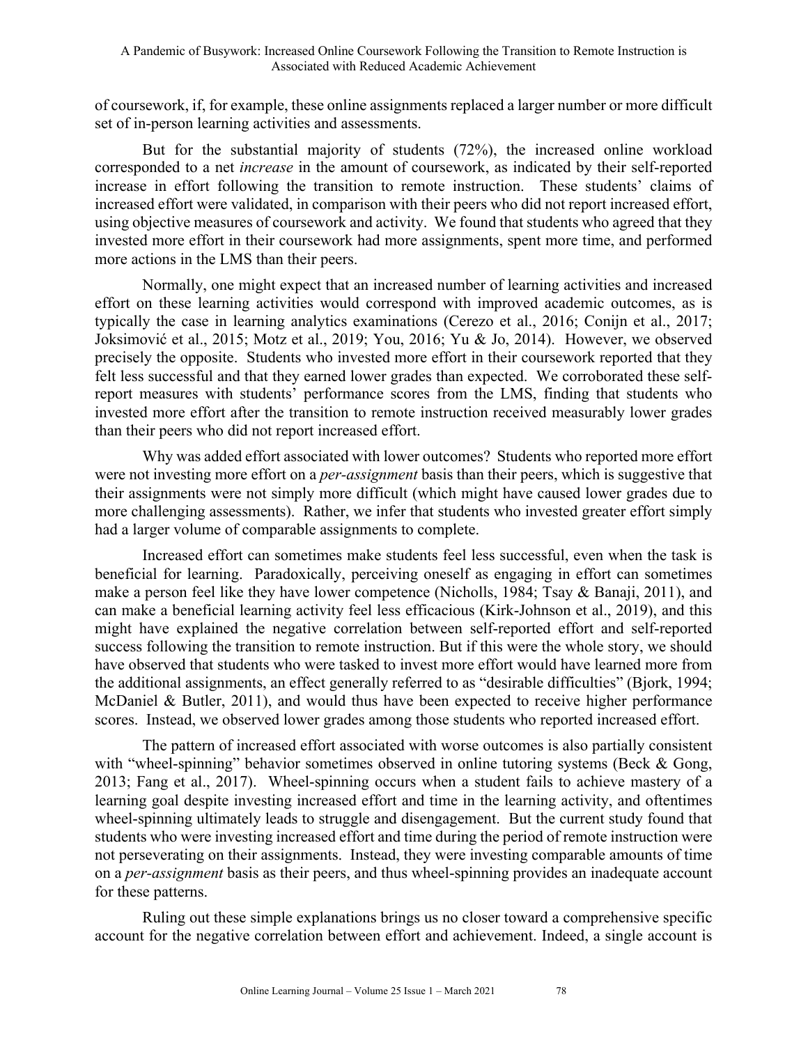of coursework, if, for example, these online assignments replaced a larger number or more difficult set of in-person learning activities and assessments.

But for the substantial majority of students (72%), the increased online workload corresponded to a net *increase* in the amount of coursework, as indicated by their self-reported increase in effort following the transition to remote instruction. These students' claims of increased effort were validated, in comparison with their peers who did not report increased effort, using objective measures of coursework and activity. We found that students who agreed that they invested more effort in their coursework had more assignments, spent more time, and performed more actions in the LMS than their peers.

Normally, one might expect that an increased number of learning activities and increased effort on these learning activities would correspond with improved academic outcomes, as is typically the case in learning analytics examinations (Cerezo et al., 2016; Conijn et al., 2017; Joksimović et al., 2015; Motz et al., 2019; You, 2016; Yu & Jo, 2014). However, we observed precisely the opposite. Students who invested more effort in their coursework reported that they felt less successful and that they earned lower grades than expected. We corroborated these self-report measures with students' performance scores from the LMS, finding that students who invested more effort after the transition to remote instruction received measurably lower grades than their peers who did not report increased effort.

Why was added effort associated with lower outcomes? Students who reported more effort were not investing more effort on a *per-assignment* basis than their peers, which is suggestive that their assignments were not simply more difficult (which might have caused lower grades due to more challenging assessments). Rather, we infer that students who invested greater effort simply had a larger volume of comparable assignments to complete.

Increased effort can sometimes make students feel less successful, even when the task is beneficial for learning. Paradoxically, perceiving oneself as engaging in effort can sometimes make a person feel like they have lower competence (Nicholls, 1984; Tsay & Banaji, 2011), and can make a beneficial learning activity feel less efficacious (Kirk-Johnson et al., 2019), and this might have explained the negative correlation between self-reported effort and self-reported success following the transition to remote instruction. But if this were the whole story, we should have observed that students who were tasked to invest more effort would have learned more from the additional assignments, an effect generally referred to as "desirable difficulties" (Bjork, 1994; McDaniel & Butler, 2011), and would thus have been expected to receive higher performance scores. Instead, we observed lower grades among those students who reported increased effort.

The pattern of increased effort associated with worse outcomes is also partially consistent with "wheel-spinning" behavior sometimes observed in online tutoring systems (Beck & Gong, 2013; Fang et al., 2017). Wheel-spinning occurs when a student fails to achieve mastery of a learning goal despite investing increased effort and time in the learning activity, and oftentimes wheel-spinning ultimately leads to struggle and disengagement. But the current study found that students who were investing increased effort and time during the period of remote instruction were not perseverating on their assignments. Instead, they were investing comparable amounts of time on a *per-assignment* basis as their peers, and thus wheel-spinning provides an inadequate account for these patterns.

Ruling out these simple explanations brings us no closer toward a comprehensive specific account for the negative correlation between effort and achievement. Indeed, a single account is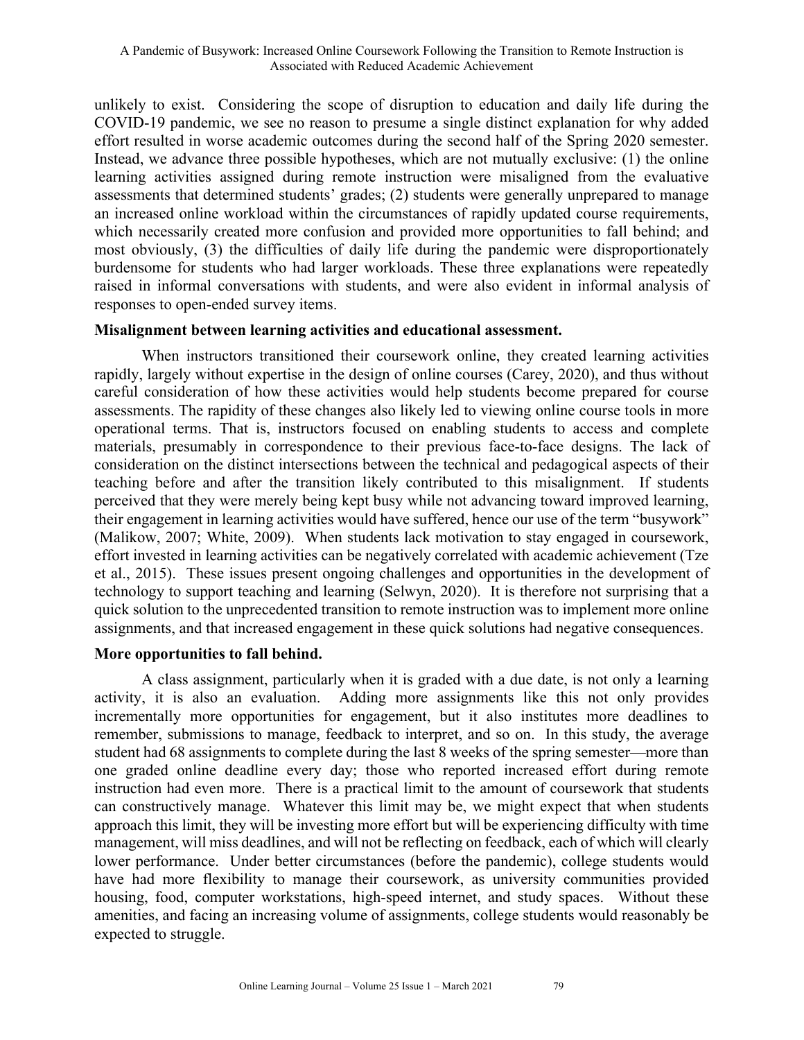unlikely to exist. Considering the scope of disruption to education and daily life during the COVID-19 pandemic, we see no reason to presume a single distinct explanation for why added effort resulted in worse academic outcomes during the second half of the Spring 2020 semester. Instead, we advance three possible hypotheses, which are not mutually exclusive: (1) the online learning activities assigned during remote instruction were misaligned from the evaluative assessments that determined students' grades; (2) students were generally unprepared to manage an increased online workload within the circumstances of rapidly updated course requirements, which necessarily created more confusion and provided more opportunities to fall behind; and most obviously, (3) the difficulties of daily life during the pandemic were disproportionately burdensome for students who had larger workloads. These three explanations were repeatedly raised in informal conversations with students, and were also evident in informal analysis of responses to open-ended survey items.

**Misalignment between learning activities and educational assessment.**

When instructors transitioned their coursework online, they created learning activities rapidly, largely without expertise in the design of online courses (Carey, 2020), and thus without careful consideration of how these activities would help students become prepared for course assessments. The rapidity of these changes also likely led to viewing online course tools in more operational terms. That is, instructors focused on enabling students to access and complete materials, presumably in correspondence to their previous face-to-face designs. The lack of consideration on the distinct intersections between the technical and pedagogical aspects of their teaching before and after the transition likely contributed to this misalignment. If students perceived that they were merely being kept busy while not advancing toward improved learning, their engagement in learning activities would have suffered, hence our use of the term "busywork" (Malikow, 2007; White, 2009). When students lack motivation to stay engaged in coursework, effort invested in learning activities can be negatively correlated with academic achievement (Tze et al., 2015). These issues present ongoing challenges and opportunities in the development of technology to support teaching and learning (Selwyn, 2020). It is therefore not surprising that a quick solution to the unprecedented transition to remote instruction was to implement more online assignments, and that increased engagement in these quick solutions had negative consequences.

**More opportunities to fall behind.**

A class assignment, particularly when it is graded with a due date, is not only a learning activity, it is also an evaluation. Adding more assignments like this not only provides incrementally more opportunities for engagement, but it also institutes more deadlines to remember, submissions to manage, feedback to interpret, and so on. In this study, the average student had 68 assignments to complete during the last 8 weeks of the spring semester—more than one graded online deadline every day; those who reported increased effort during remote instruction had even more. There is a practical limit to the amount of coursework that students can constructively manage. Whatever this limit may be, we might expect that when students approach this limit, they will be investing more effort but will be experiencing difficulty with time management, will miss deadlines, and will not be reflecting on feedback, each of which will clearly lower performance. Under better circumstances (before the pandemic), college students would have had more flexibility to manage their coursework, as university communities provided housing, food, computer workstations, high-speed internet, and study spaces. Without these amenities, and facing an increasing volume of assignments, college students would reasonably be expected to struggle.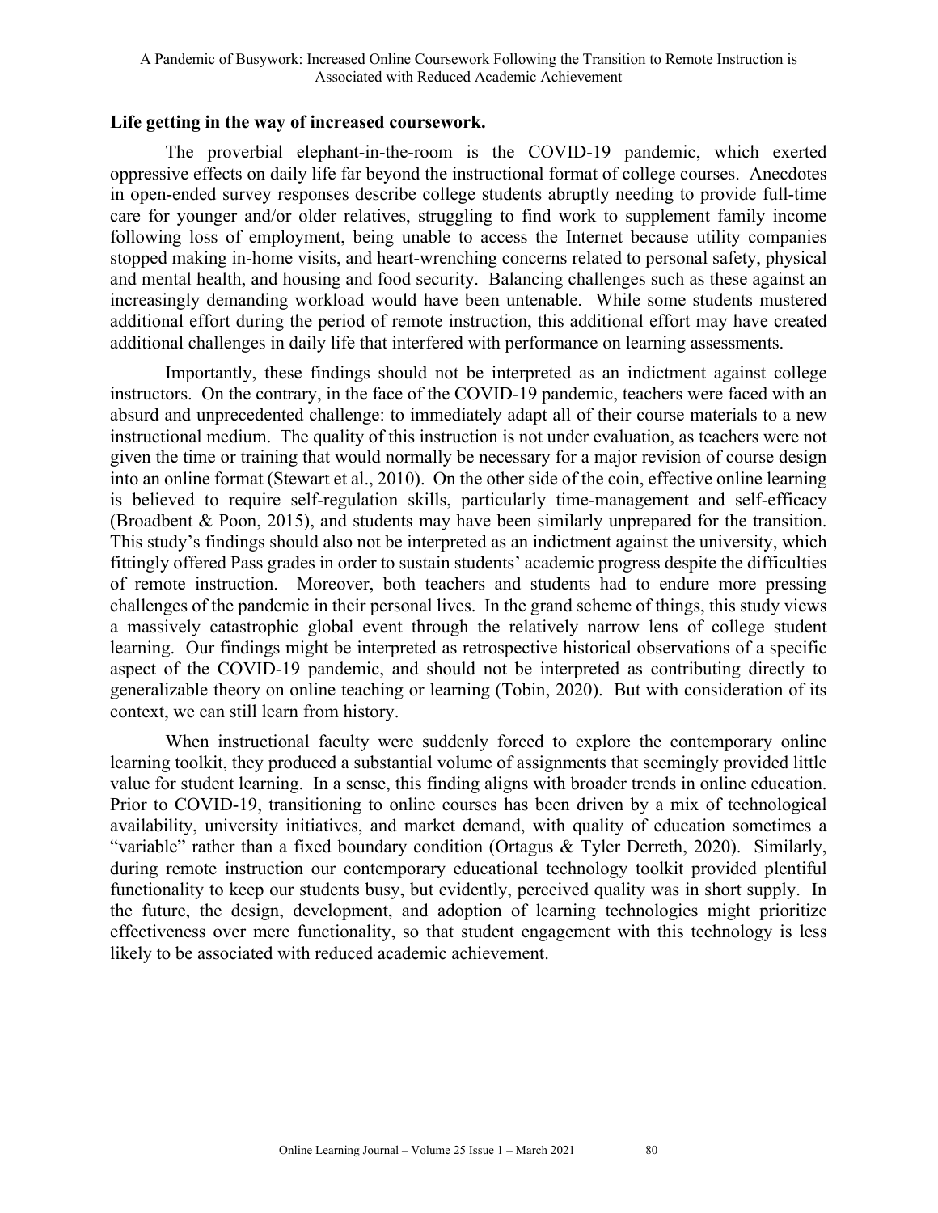### Life getting in the way of increased coursework.

The proverbial elephant-in-the-room is the COVID-19 pandemic, which exerted oppressive effects on daily life far beyond the instructional format of college courses. Anecdotes in open-ended survey responses describe college students abruptly needing to provide full-time care for younger and/or older relatives, struggling to find work to supplement family income following loss of employment, being unable to access the Internet because utility companies stopped making in-home visits, and heart-wrenching concerns related to personal safety, physical and mental health, and housing and food security. Balancing challenges such as these against an increasingly demanding workload would have been untenable. While some students mustered additional effort during the period of remote instruction, this additional effort may have created additional challenges in daily life that interfered with performance on learning assessments.

Importantly, these findings should not be interpreted as an indictment against college instructors. On the contrary, in the face of the COVID-19 pandemic, teachers were faced with an absurd and unprecedented challenge: to immediately adapt all of their course materials to a new instructional medium. The quality of this instruction is not under evaluation, as teachers were not given the time or training that would normally be necessary for a major revision of course design into an online format (Stewart et al., 2010). On the other side of the coin, effective online learning is believed to require self-regulation skills, particularly time-management and self-efficacy (Broadbent & Poon, 2015), and students may have been similarly unprepared for the transition. This study's findings should also not be interpreted as an indictment against the university, which fittingly offered Pass grades in order to sustain students' academic progress despite the difficulties of remote instruction. Moreover, both teachers and students had to endure more pressing challenges of the pandemic in their personal lives. In the grand scheme of things, this study views a massively catastrophic global event through the relatively narrow lens of college student learning. Our findings might be interpreted as retrospective historical observations of a specific aspect of the COVID-19 pandemic, and should not be interpreted as contributing directly to generalizable theory on online teaching or learning (Tobin, 2020). But with consideration of its context, we can still learn from history.

When instructional faculty were suddenly forced to explore the contemporary online learning toolkit, they produced a substantial volume of assignments that seemingly provided little value for student learning. In a sense, this finding aligns with broader trends in online education. Prior to COVID-19, transitioning to online courses has been driven by a mix of technological availability, university initiatives, and market demand, with quality of education sometimes a "variable" rather than a fixed boundary condition (Ortagus & Tyler Derreth, 2020). Similarly, during remote instruction our contemporary educational technology toolkit provided plentiful functionality to keep our students busy, but evidently, perceived quality was in short supply. In the future, the design, development, and adoption of learning technologies might prioritize effectiveness over mere functionality, so that student engagement with this technology is less likely to be associated with reduced academic achievement.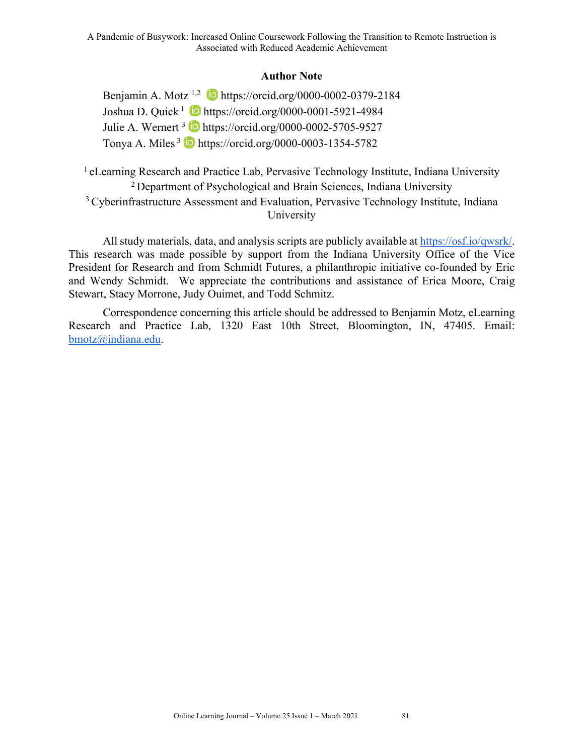## Author Note

Benjamin A. Motz [1,2] https://orcid.org/0000-0002-0379-2184
Joshua D. Quick [1] https://orcid.org/0000-0001-5921-4984
Julie A. Wernert [3] https://orcid.org/0000-0002-5705-9527
Tonya A. Miles [3] https://orcid.org/0000-0003-1354-5782

[1] eLearning Research and Practice Lab, Pervasive Technology Institute, Indiana University
[2] Department of Psychological and Brain Sciences, Indiana University
[3] Cyberinfrastructure Assessment and Evaluation, Pervasive Technology Institute, Indiana University

All study materials, data, and analysis scripts are publicly available at https://osf.io/qwsrk/. This research was made possible by support from the Indiana University Office of the Vice President for Research and from Schmidt Futures, a philanthropic initiative co-founded by Eric and Wendy Schmidt. We appreciate the contributions and assistance of Erica Moore, Craig Stewart, Stacy Morrone, Judy Ouimet, and Todd Schmitz.

Correspondence concerning this article should be addressed to Benjamin Motz, eLearning Research and Practice Lab, 1320 East 10th Street, Bloomington, IN, 47405. Email: bmotz@indiana.edu.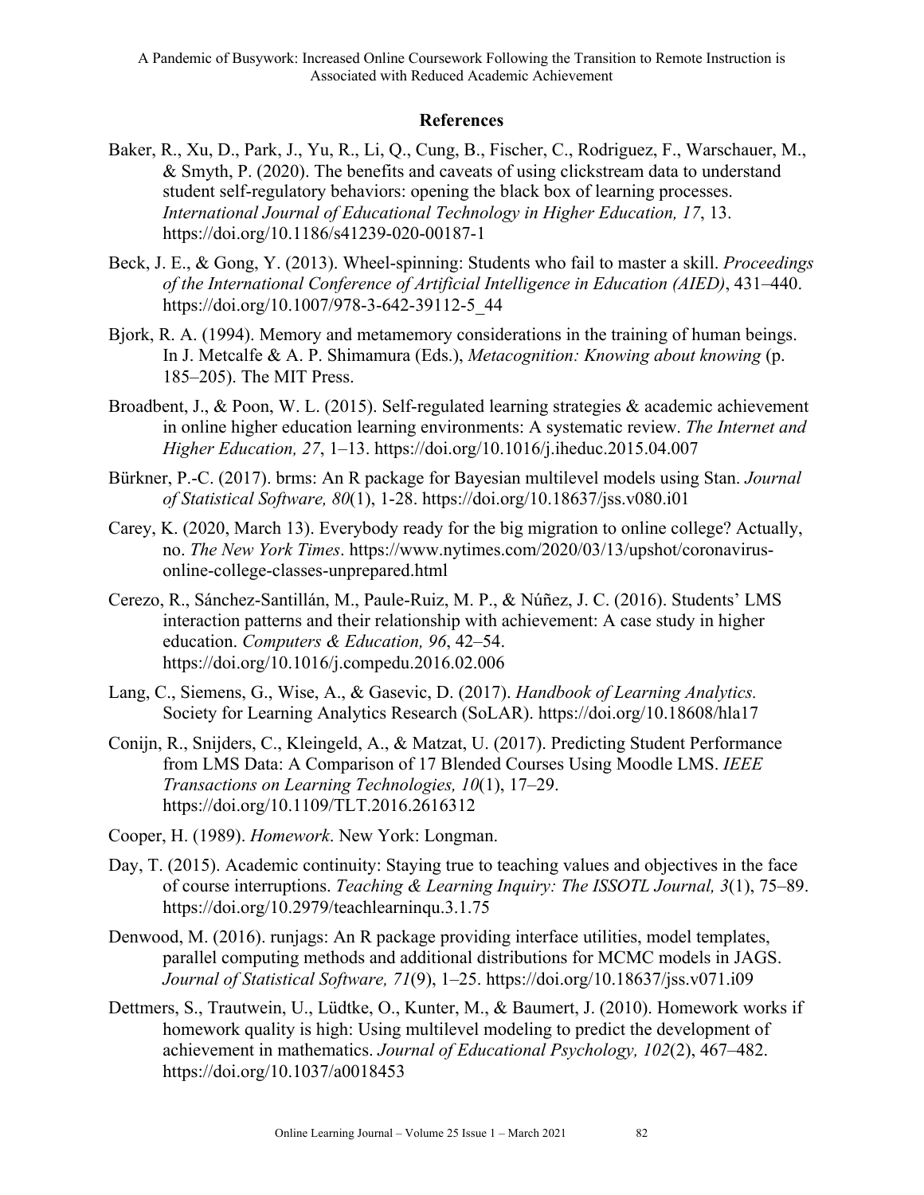## References

Baker, R., Xu, D., Park, J., Yu, R., Li, Q., Cung, B., Fischer, C., Rodriguez, F., Warschauer, M., & Smyth, P. (2020). The benefits and caveats of using clickstream data to understand student self-regulatory behaviors: opening the black box of learning processes. *International Journal of Educational Technology in Higher Education, 17*, 13. https://doi.org/10.1186/s41239-020-00187-1

Beck, J. E., & Gong, Y. (2013). Wheel-spinning: Students who fail to master a skill. *Proceedings of the International Conference of Artificial Intelligence in Education (AIED)*, 431–440. https://doi.org/10.1007/978-3-642-39112-5_44

Bjork, R. A. (1994). Memory and metamemory considerations in the training of human beings. In J. Metcalfe & A. P. Shimamura (Eds.), *Metacognition: Knowing about knowing* (p. 185–205). The MIT Press.

Broadbent, J., & Poon, W. L. (2015). Self-regulated learning strategies & academic achievement in online higher education learning environments: A systematic review. *The Internet and Higher Education, 27*, 1–13. https://doi.org/10.1016/j.iheduc.2015.04.007

Bürkner, P.-C. (2017). brms: An R package for Bayesian multilevel models using Stan. *Journal of Statistical Software, 80*(1), 1-28. https://doi.org/10.18637/jss.v080.i01

Carey, K. (2020, March 13). Everybody ready for the big migration to online college? Actually, no. *The New York Times*. https://www.nytimes.com/2020/03/13/upshot/coronavirus-online-college-classes-unprepared.html

Cerezo, R., Sánchez-Santillán, M., Paule-Ruiz, M. P., & Núñez, J. C. (2016). Students' LMS interaction patterns and their relationship with achievement: A case study in higher education. *Computers & Education, 96*, 42–54. https://doi.org/10.1016/j.compedu.2016.02.006

Lang, C., Siemens, G., Wise, A., & Gasevic, D. (2017). *Handbook of Learning Analytics.* Society for Learning Analytics Research (SoLAR). https://doi.org/10.18608/hla17

Conijn, R., Snijders, C., Kleingeld, A., & Matzat, U. (2017). Predicting Student Performance from LMS Data: A Comparison of 17 Blended Courses Using Moodle LMS. *IEEE Transactions on Learning Technologies, 10*(1), 17–29. https://doi.org/10.1109/TLT.2016.2616312

Cooper, H. (1989). *Homework*. New York: Longman.

Day, T. (2015). Academic continuity: Staying true to teaching values and objectives in the face of course interruptions. *Teaching & Learning Inquiry: The ISSOTL Journal, 3*(1), 75–89. https://doi.org/10.2979/teachlearninqu.3.1.75

Denwood, M. (2016). runjags: An R package providing interface utilities, model templates, parallel computing methods and additional distributions for MCMC models in JAGS. *Journal of Statistical Software, 71*(9), 1–25. https://doi.org/10.18637/jss.v071.i09

Dettmers, S., Trautwein, U., Lüdtke, O., Kunter, M., & Baumert, J. (2010). Homework works if homework quality is high: Using multilevel modeling to predict the development of achievement in mathematics. *Journal of Educational Psychology, 102*(2), 467–482. https://doi.org/10.1037/a0018453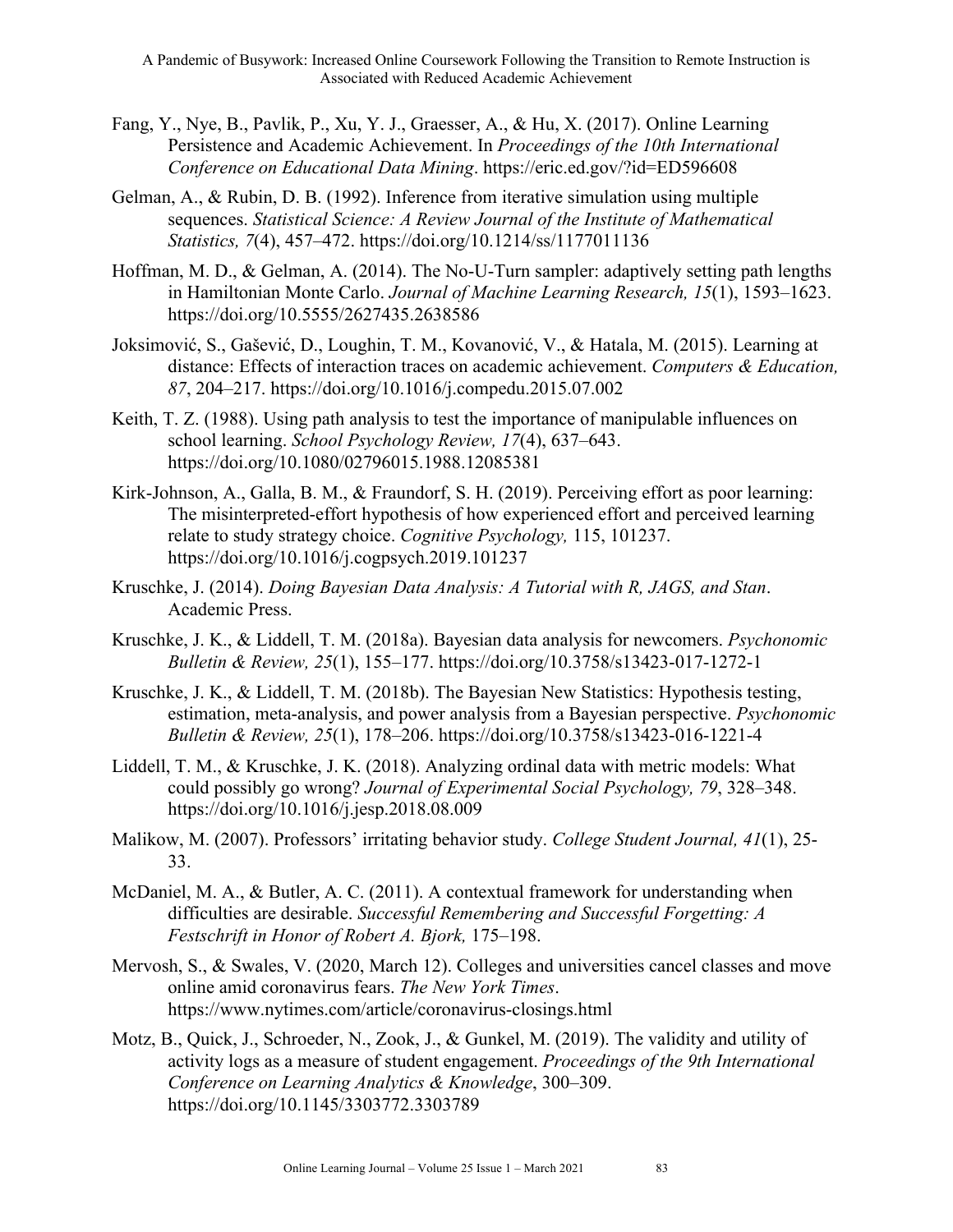Fang, Y., Nye, B., Pavlik, P., Xu, Y. J., Graesser, A., & Hu, X. (2017). Online Learning Persistence and Academic Achievement. In *Proceedings of the 10th International Conference on Educational Data Mining*. https://eric.ed.gov/?id=ED596608

Gelman, A., & Rubin, D. B. (1992). Inference from iterative simulation using multiple sequences. *Statistical Science: A Review Journal of the Institute of Mathematical Statistics, 7*(4), 457–472. https://doi.org/10.1214/ss/1177011136

Hoffman, M. D., & Gelman, A. (2014). The No-U-Turn sampler: adaptively setting path lengths in Hamiltonian Monte Carlo. *Journal of Machine Learning Research, 15*(1), 1593–1623. https://doi.org/10.5555/2627435.2638586

Joksimović, S., Gašević, D., Loughin, T. M., Kovanović, V., & Hatala, M. (2015). Learning at distance: Effects of interaction traces on academic achievement. *Computers & Education, 87*, 204–217. https://doi.org/10.1016/j.compedu.2015.07.002

Keith, T. Z. (1988). Using path analysis to test the importance of manipulable influences on school learning. *School Psychology Review, 17*(4), 637–643. https://doi.org/10.1080/02796015.1988.12085381

Kirk-Johnson, A., Galla, B. M., & Fraundorf, S. H. (2019). Perceiving effort as poor learning: The misinterpreted-effort hypothesis of how experienced effort and perceived learning relate to study strategy choice. *Cognitive Psychology,* 115, 101237. https://doi.org/10.1016/j.cogpsych.2019.101237

Kruschke, J. (2014). *Doing Bayesian Data Analysis: A Tutorial with R, JAGS, and Stan*. Academic Press.

Kruschke, J. K., & Liddell, T. M. (2018a). Bayesian data analysis for newcomers. *Psychonomic Bulletin & Review, 25*(1), 155–177. https://doi.org/10.3758/s13423-017-1272-1

Kruschke, J. K., & Liddell, T. M. (2018b). The Bayesian New Statistics: Hypothesis testing, estimation, meta-analysis, and power analysis from a Bayesian perspective. *Psychonomic Bulletin & Review, 25*(1), 178–206. https://doi.org/10.3758/s13423-016-1221-4

Liddell, T. M., & Kruschke, J. K. (2018). Analyzing ordinal data with metric models: What could possibly go wrong? *Journal of Experimental Social Psychology, 79*, 328–348. https://doi.org/10.1016/j.jesp.2018.08.009

Malikow, M. (2007). Professors' irritating behavior study. *College Student Journal, 41*(1), 25-33.

McDaniel, M. A., & Butler, A. C. (2011). A contextual framework for understanding when difficulties are desirable. *Successful Remembering and Successful Forgetting: A Festschrift in Honor of Robert A. Bjork,* 175–198.

Mervosh, S., & Swales, V. (2020, March 12). Colleges and universities cancel classes and move online amid coronavirus fears. *The New York Times*. https://www.nytimes.com/article/coronavirus-closings.html

Motz, B., Quick, J., Schroeder, N., Zook, J., & Gunkel, M. (2019). The validity and utility of activity logs as a measure of student engagement. *Proceedings of the 9th International Conference on Learning Analytics & Knowledge*, 300–309. https://doi.org/10.1145/3303772.3303789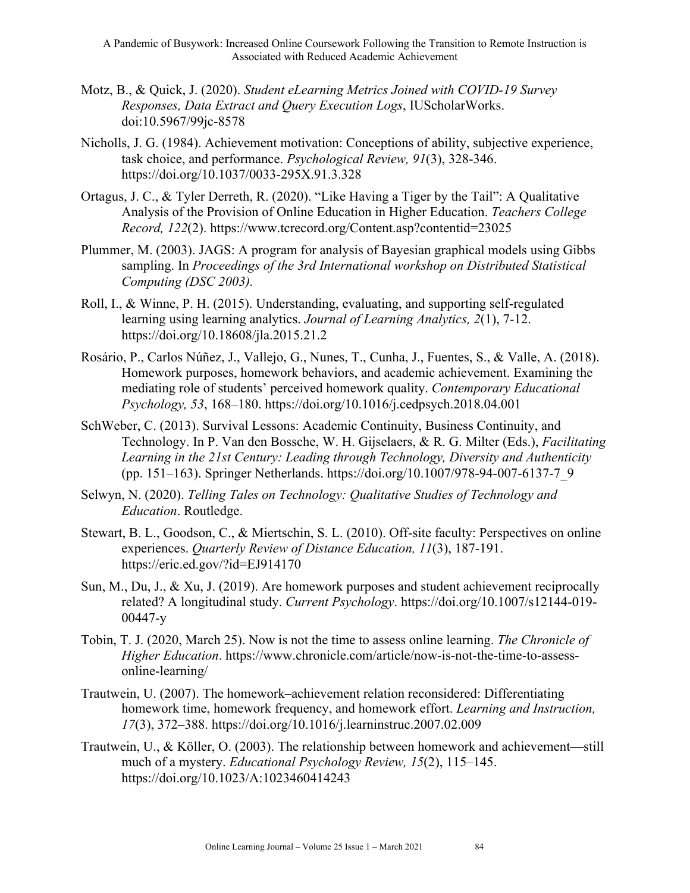Motz, B., & Quick, J. (2020). *Student eLearning Metrics Joined with COVID-19 Survey Responses, Data Extract and Query Execution Logs*, IUScholarWorks. doi:10.5967/99jc-8578

Nicholls, J. G. (1984). Achievement motivation: Conceptions of ability, subjective experience, task choice, and performance. *Psychological Review, 91*(3), 328-346. https://doi.org/10.1037/0033-295X.91.3.328

Ortagus, J. C., & Tyler Derreth, R. (2020). "Like Having a Tiger by the Tail": A Qualitative Analysis of the Provision of Online Education in Higher Education. *Teachers College Record, 122*(2). https://www.tcrecord.org/Content.asp?contentid=23025

Plummer, M. (2003). JAGS: A program for analysis of Bayesian graphical models using Gibbs sampling. In *Proceedings of the 3rd International workshop on Distributed Statistical Computing (DSC 2003).*

Roll, I., & Winne, P. H. (2015). Understanding, evaluating, and supporting self-regulated learning using learning analytics. *Journal of Learning Analytics, 2*(1), 7-12. https://doi.org/10.18608/jla.2015.21.2

Rosário, P., Carlos Núñez, J., Vallejo, G., Nunes, T., Cunha, J., Fuentes, S., & Valle, A. (2018). Homework purposes, homework behaviors, and academic achievement. Examining the mediating role of students' perceived homework quality. *Contemporary Educational Psychology, 53*, 168–180. https://doi.org/10.1016/j.cedpsych.2018.04.001

SchWeber, C. (2013). Survival Lessons: Academic Continuity, Business Continuity, and Technology. In P. Van den Bossche, W. H. Gijselaers, & R. G. Milter (Eds.), *Facilitating Learning in the 21st Century: Leading through Technology, Diversity and Authenticity* (pp. 151–163). Springer Netherlands. https://doi.org/10.1007/978-94-007-6137-7_9

Selwyn, N. (2020). *Telling Tales on Technology: Qualitative Studies of Technology and Education*. Routledge.

Stewart, B. L., Goodson, C., & Miertschin, S. L. (2010). Off-site faculty: Perspectives on online experiences. *Quarterly Review of Distance Education, 11*(3), 187-191. https://eric.ed.gov/?id=EJ914170

Sun, M., Du, J., & Xu, J. (2019). Are homework purposes and student achievement reciprocally related? A longitudinal study. *Current Psychology*. https://doi.org/10.1007/s12144-019-00447-y

Tobin, T. J. (2020, March 25). Now is not the time to assess online learning. *The Chronicle of Higher Education*. https://www.chronicle.com/article/now-is-not-the-time-to-assess-online-learning/

Trautwein, U. (2007). The homework–achievement relation reconsidered: Differentiating homework time, homework frequency, and homework effort. *Learning and Instruction, 17*(3), 372–388. https://doi.org/10.1016/j.learninstruc.2007.02.009

Trautwein, U., & Köller, O. (2003). The relationship between homework and achievement—still much of a mystery. *Educational Psychology Review, 15*(2), 115–145. https://doi.org/10.1023/A:1023460414243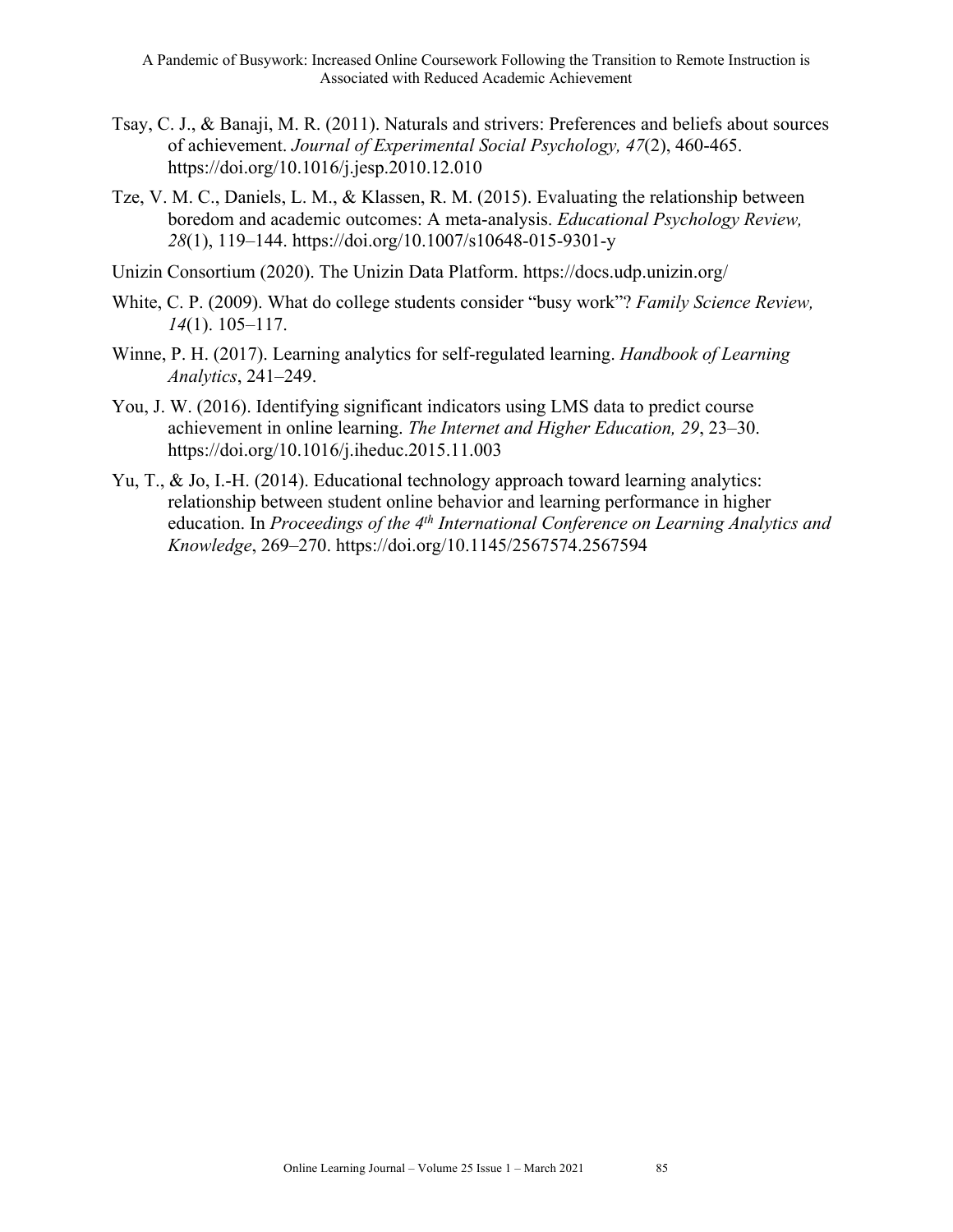Tsay, C. J., & Banaji, M. R. (2011). Naturals and strivers: Preferences and beliefs about sources of achievement. *Journal of Experimental Social Psychology, 47*(2), 460-465. https://doi.org/10.1016/j.jesp.2010.12.010

Tze, V. M. C., Daniels, L. M., & Klassen, R. M. (2015). Evaluating the relationship between boredom and academic outcomes: A meta-analysis. *Educational Psychology Review, 28*(1), 119–144. https://doi.org/10.1007/s10648-015-9301-y

Unizin Consortium (2020). The Unizin Data Platform. https://docs.udp.unizin.org/

White, C. P. (2009). What do college students consider "busy work"? *Family Science Review, 14*(1). 105–117.

Winne, P. H. (2017). Learning analytics for self-regulated learning. *Handbook of Learning Analytics*, 241–249.

You, J. W. (2016). Identifying significant indicators using LMS data to predict course achievement in online learning. *The Internet and Higher Education, 29*, 23–30. https://doi.org/10.1016/j.iheduc.2015.11.003

Yu, T., & Jo, I.-H. (2014). Educational technology approach toward learning analytics: relationship between student online behavior and learning performance in higher education. In *Proceedings of the 4th International Conference on Learning Analytics and Knowledge*, 269–270. https://doi.org/10.1145/2567574.2567594